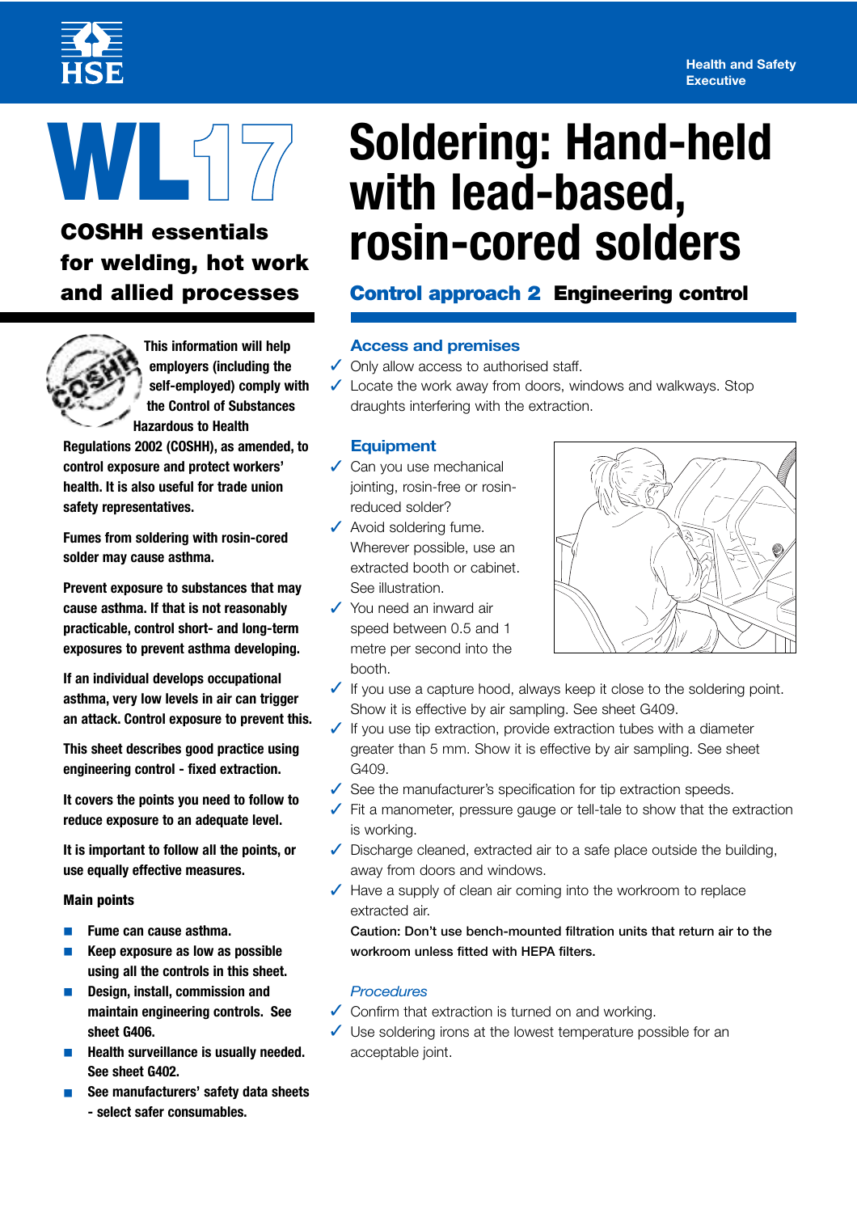HSE

Health and Safety Executive

# WL17

## COSHH essentials for welding, hot work and allied processes

# Soldering: Hand-held with lead-based, rosin-cored solders

## Control approach 2 Engineering control

**This information will help employers (including the self-employed) comply with the Control of Substances Hazardous to Health Regulations 2002 (COSHH), as amended, to control exposure and protect workers' health. It is also useful for trade union safety representatives.**

**Fumes from soldering with rosin-cored solder may cause asthma.**

**Prevent exposure to substances that may cause asthma. If that is not reasonably practicable, control short- and long-term exposures to prevent asthma developing.**

**If an individual develops occupational asthma, very low levels in air can trigger an attack. Control exposure to prevent this.**

**This sheet describes good practice using engineering control - fixed extraction.**

**It covers the points you need to follow to reduce exposure to an adequate level.**

**It is important to follow all the points, or use equally effective measures.**

**Main points**

- **Fume can cause asthma.**
- **Keep exposure as low as possible using all the controls in this sheet.**
- **Design, install, commission and maintain engineering controls. See sheet G406.**
- **Health surveillance is usually needed. See sheet G402.**
- **See manufacturers' safety data sheets - select safer consumables.**

### Access and premises

- ✓ Only allow access to authorised staff.
- ✓ Locate the work away from doors, windows and walkways. Stop draughts interfering with the extraction.

### Equipment

- ✓ Can you use mechanical jointing, rosin-free or rosin-reduced solder?
- ✓ Avoid soldering fume. Wherever possible, use an extracted booth or cabinet. See illustration.
- ✓ You need an inward air speed between 0.5 and 1 metre per second into the booth.
- ✓ If you use a capture hood, always keep it close to the soldering point. Show it is effective by air sampling. See sheet G409.
- ✓ If you use tip extraction, provide extraction tubes with a diameter greater than 5 mm. Show it is effective by air sampling. See sheet G409.
- ✓ See the manufacturer's specification for tip extraction speeds.
- ✓ Fit a manometer, pressure gauge or tell-tale to show that the extraction is working.
- ✓ Discharge cleaned, extracted air to a safe place outside the building, away from doors and windows.
- ✓ Have a supply of clean air coming into the workroom to replace extracted air.

**Caution: Don't use bench-mounted filtration units that return air to the workroom unless fitted with HEPA filters.**

### *Procedures*

- ✓ Confirm that extraction is turned on and working.
- ✓ Use soldering irons at the lowest temperature possible for an acceptable joint.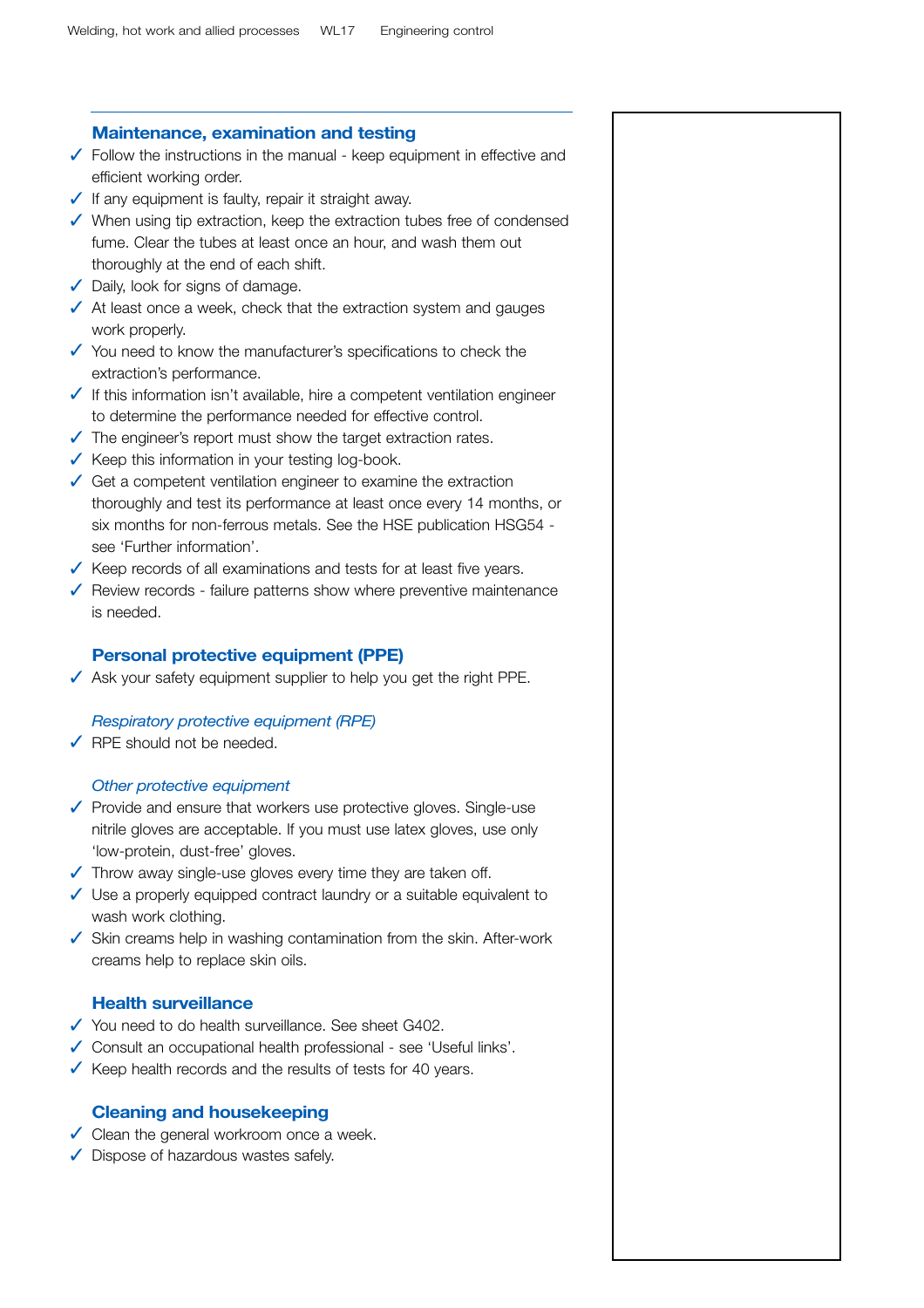## Maintenance, examination and testing

- ✓ Follow the instructions in the manual - keep equipment in effective and efficient working order.
- ✓ If any equipment is faulty, repair it straight away.
- ✓ When using tip extraction, keep the extraction tubes free of condensed fume. Clear the tubes at least once an hour, and wash them out thoroughly at the end of each shift.
- ✓ Daily, look for signs of damage.
- ✓ At least once a week, check that the extraction system and gauges work properly.
- ✓ You need to know the manufacturer's specifications to check the extraction's performance.
- ✓ If this information isn't available, hire a competent ventilation engineer to determine the performance needed for effective control.
- ✓ The engineer's report must show the target extraction rates.
- ✓ Keep this information in your testing log-book.
- ✓ Get a competent ventilation engineer to examine the extraction thoroughly and test its performance at least once every 14 months, or six months for non-ferrous metals. See the HSE publication HSG54 - see 'Further information'.
- ✓ Keep records of all examinations and tests for at least five years.
- ✓ Review records - failure patterns show where preventive maintenance is needed.

## Personal protective equipment (PPE)

- ✓ Ask your safety equipment supplier to help you get the right PPE.

### *Respiratory protective equipment (RPE)*

- ✓ RPE should not be needed.

### *Other protective equipment*

- ✓ Provide and ensure that workers use protective gloves. Single-use nitrile gloves are acceptable. If you must use latex gloves, use only 'low-protein, dust-free' gloves.
- ✓ Throw away single-use gloves every time they are taken off.
- ✓ Use a properly equipped contract laundry or a suitable equivalent to wash work clothing.
- ✓ Skin creams help in washing contamination from the skin. After-work creams help to replace skin oils.

## Health surveillance

- ✓ You need to do health surveillance. See sheet G402.
- ✓ Consult an occupational health professional - see 'Useful links'.
- ✓ Keep health records and the results of tests for 40 years.

## Cleaning and housekeeping

- ✓ Clean the general workroom once a week.
- ✓ Dispose of hazardous wastes safely.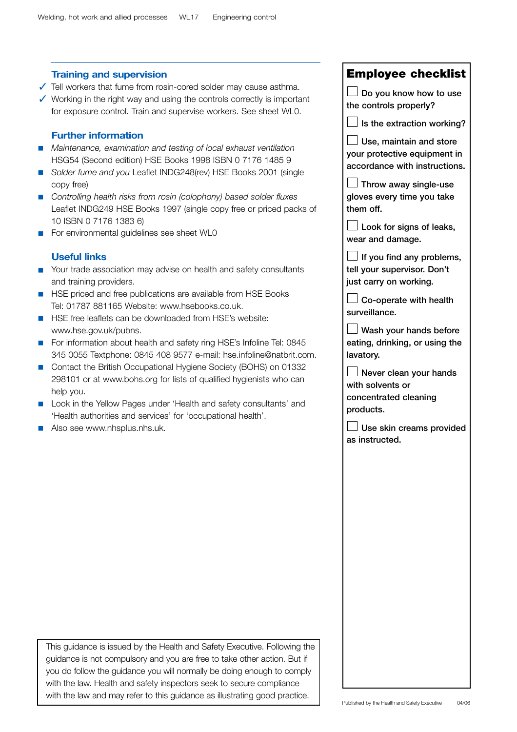## Training and supervision

- ✓ Tell workers that fume from rosin-cored solder may cause asthma.
- ✓ Working in the right way and using the controls correctly is important for exposure control. Train and supervise workers. See sheet WL0.

## Further information

- *Maintenance, examination and testing of local exhaust ventilation* HSG54 (Second edition) HSE Books 1998 ISBN 0 7176 1485 9
- *Solder fume and you* Leaflet INDG248(rev) HSE Books 2001 (single copy free)
- *Controlling health risks from rosin (colophony) based solder fluxes* Leaflet INDG249 HSE Books 1997 (single copy free or priced packs of 10 ISBN 0 7176 1383 6)
- For environmental guidelines see sheet WL0

## Useful links

- Your trade association may advise on health and safety consultants and training providers.
- HSE priced and free publications are available from HSE Books Tel: 01787 881165 Website: www.hsebooks.co.uk.
- HSE free leaflets can be downloaded from HSE's website: www.hse.gov.uk/pubns.
- For information about health and safety ring HSE's Infoline Tel: 0845 345 0055 Textphone: 0845 408 9577 e-mail: hse.infoline@natbrit.com.
- Contact the British Occupational Hygiene Society (BOHS) on 01332 298101 or at www.bohs.org for lists of qualified hygienists who can help you.
- Look in the Yellow Pages under 'Health and safety consultants' and 'Health authorities and services' for 'occupational health'.
- Also see www.nhsplus.nhs.uk.

## Employee checklist

- ☐ **Do you know how to use the controls properly?**
- ☐ **Is the extraction working?**
- ☐ **Use, maintain and store your protective equipment in accordance with instructions.**
- ☐ **Throw away single-use gloves every time you take them off.**
- ☐ **Look for signs of leaks, wear and damage.**
- ☐ **If you find any problems, tell your supervisor. Don't just carry on working.**
- ☐ **Co-operate with health surveillance.**
- ☐ **Wash your hands before eating, drinking, or using the lavatory.**
- ☐ **Never clean your hands with solvents or concentrated cleaning products.**
- ☐ **Use skin creams provided as instructed.**

This guidance is issued by the Health and Safety Executive. Following the guidance is not compulsory and you are free to take other action. But if you do follow the guidance you will normally be doing enough to comply with the law. Health and safety inspectors seek to secure compliance with the law and may refer to this guidance as illustrating good practice.

Published by the Health and Safety Executive 04/06